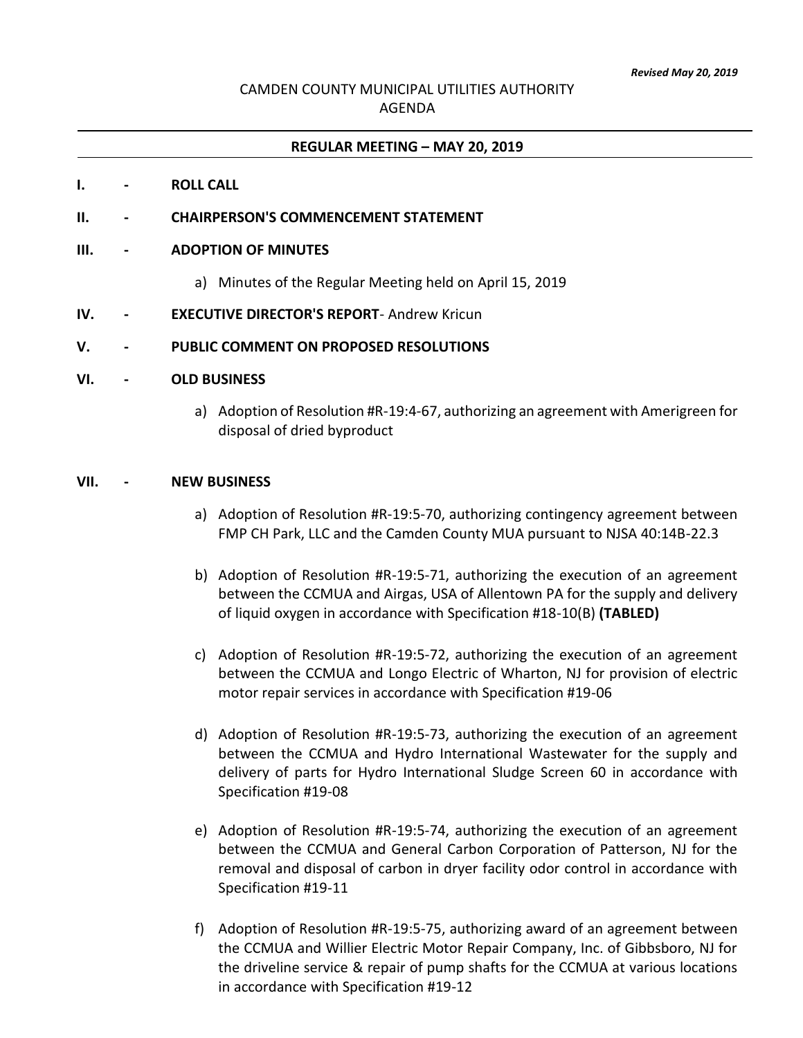*Revised May 20, 2019*

CAMDEN COUNTY MUNICIPAL UTILITIES AUTHORITY
AGENDA

**REGULAR MEETING – MAY 20, 2019**

**I. - ROLL CALL**

**II. - CHAIRPERSON'S COMMENCEMENT STATEMENT**

**III. - ADOPTION OF MINUTES**

a) Minutes of the Regular Meeting held on April 15, 2019

**IV. - EXECUTIVE DIRECTOR'S REPORT**- Andrew Kricun

**V. - PUBLIC COMMENT ON PROPOSED RESOLUTIONS**

**VI. - OLD BUSINESS**

a) Adoption of Resolution #R-19:4-67, authorizing an agreement with Amerigreen for disposal of dried byproduct

**VII. - NEW BUSINESS**

a) Adoption of Resolution #R-19:5-70, authorizing contingency agreement between FMP CH Park, LLC and the Camden County MUA pursuant to NJSA 40:14B-22.3

b) Adoption of Resolution #R-19:5-71, authorizing the execution of an agreement between the CCMUA and Airgas, USA of Allentown PA for the supply and delivery of liquid oxygen in accordance with Specification #18-10(B) **(TABLED)**

c) Adoption of Resolution #R-19:5-72, authorizing the execution of an agreement between the CCMUA and Longo Electric of Wharton, NJ for provision of electric motor repair services in accordance with Specification #19-06

d) Adoption of Resolution #R-19:5-73, authorizing the execution of an agreement between the CCMUA and Hydro International Wastewater for the supply and delivery of parts for Hydro International Sludge Screen 60 in accordance with Specification #19-08

e) Adoption of Resolution #R-19:5-74, authorizing the execution of an agreement between the CCMUA and General Carbon Corporation of Patterson, NJ for the removal and disposal of carbon in dryer facility odor control in accordance with Specification #19-11

f) Adoption of Resolution #R-19:5-75, authorizing award of an agreement between the CCMUA and Willier Electric Motor Repair Company, Inc. of Gibbsboro, NJ for the driveline service & repair of pump shafts for the CCMUA at various locations in accordance with Specification #19-12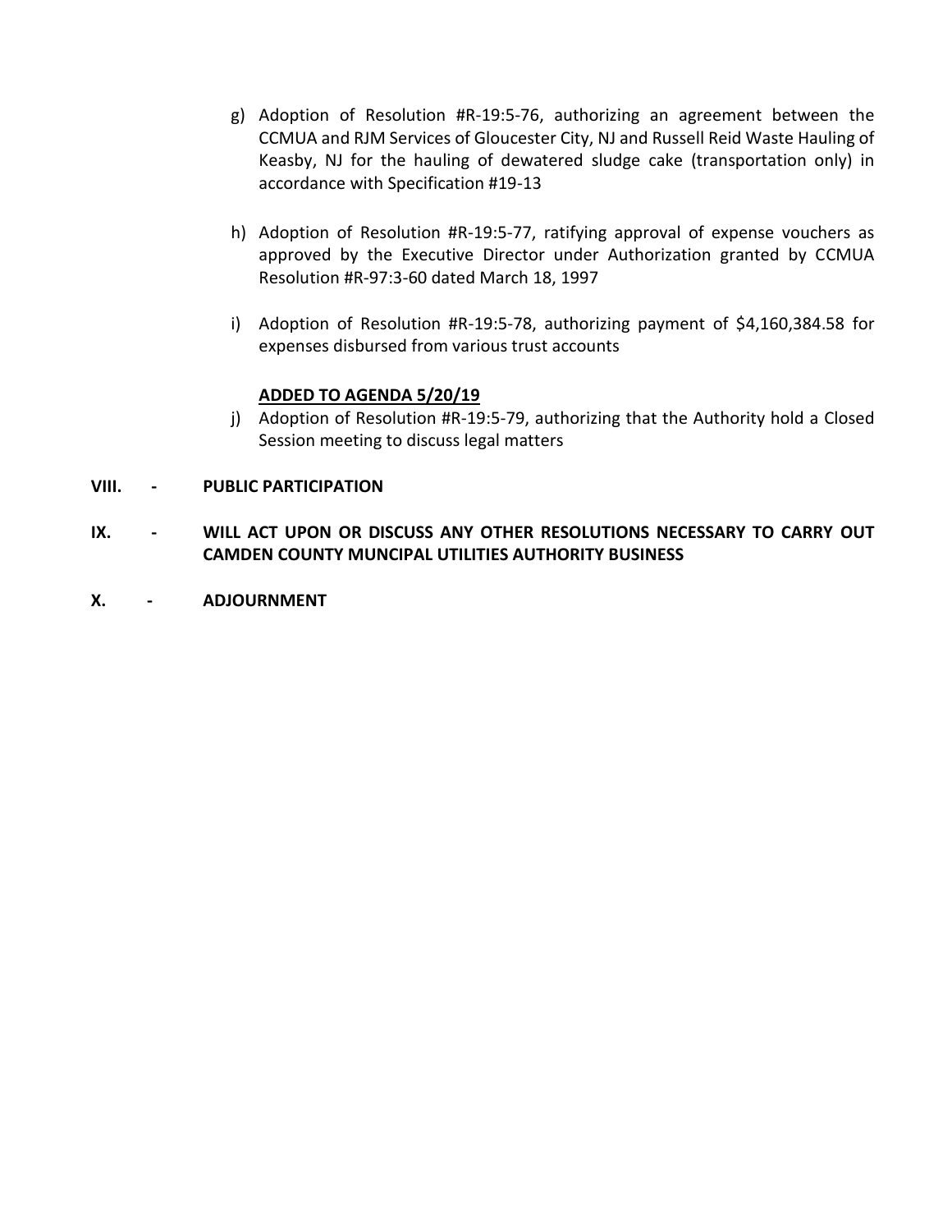g) Adoption of Resolution #R-19:5-76, authorizing an agreement between the CCMUA and RJM Services of Gloucester City, NJ and Russell Reid Waste Hauling of Keasby, NJ for the hauling of dewatered sludge cake (transportation only) in accordance with Specification #19-13

h) Adoption of Resolution #R-19:5-77, ratifying approval of expense vouchers as approved by the Executive Director under Authorization granted by CCMUA Resolution #R-97:3-60 dated March 18, 1997

i) Adoption of Resolution #R-19:5-78, authorizing payment of $4,160,384.58 for expenses disbursed from various trust accounts

**ADDED TO AGENDA 5/20/19**

j) Adoption of Resolution #R-19:5-79, authorizing that the Authority hold a Closed Session meeting to discuss legal matters

**VIII. - PUBLIC PARTICIPATION**

**IX. - WILL ACT UPON OR DISCUSS ANY OTHER RESOLUTIONS NECESSARY TO CARRY OUT CAMDEN COUNTY MUNCIPAL UTILITIES AUTHORITY BUSINESS**

**X. - ADJOURNMENT**